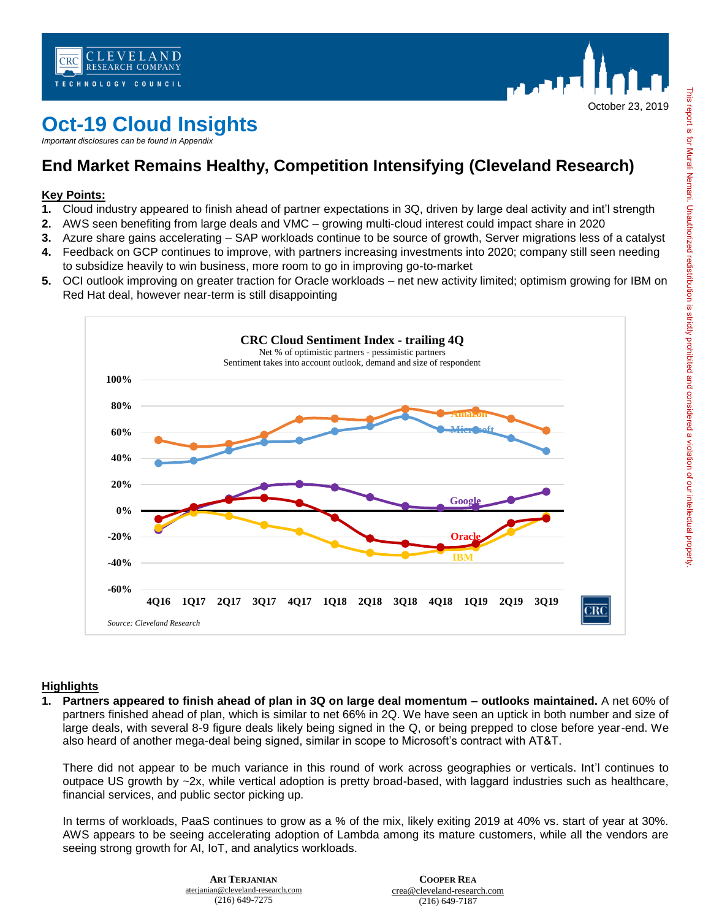October 23, 2019

# Oct-19 Cloud Insights

*Important disclosures can be found in Appendix*

## End Market Remains Healthy, Competition Intensifying (Cleveland Research)

**Key Points:**

1. Cloud industry appeared to finish ahead of partner expectations in 3Q, driven by large deal activity and int'l strength
2. AWS seen benefiting from large deals and VMC – growing multi-cloud interest could impact share in 2020
3. Azure share gains accelerating – SAP workloads continue to be source of growth, Server migrations less of a catalyst
4. Feedback on GCP continues to improve, with partners increasing investments into 2020; company still seen needing to subsidize heavily to win business, more room to go in improving go-to-market
5. OCI outlook improving on greater traction for Oracle workloads – net new activity limited; optimism growing for IBM on Red Hat deal, however near-term is still disappointing

**CRC Cloud Sentiment Index - trailing 4Q**

Net % of optimistic partners - pessimistic partners

Sentiment takes into account outlook, demand and size of respondent

Source: Cleveland Research

**Highlights**

1. **Partners appeared to finish ahead of plan in 3Q on large deal momentum – outlooks maintained.** A net 60% of partners finished ahead of plan, which is similar to net 66% in 2Q. We have seen an uptick in both number and size of large deals, with several 8-9 figure deals likely being signed in the Q, or being prepped to close before year-end. We also heard of another mega-deal being signed, similar in scope to Microsoft's contract with AT&T.

   There did not appear to be much variance in this round of work across geographies or verticals. Int'l continues to outpace US growth by ~2x, while vertical adoption is pretty broad-based, with laggard industries such as healthcare, financial services, and public sector picking up.

   In terms of workloads, PaaS continues to grow as a % of the mix, likely exiting 2019 at 40% vs. start of year at 30%. AWS appears to be seeing accelerating adoption of Lambda among its mature customers, while all the vendors are seeing strong growth for AI, IoT, and analytics workloads.

**ARI TERJANIAN**
aterjanian@cleveland-research.com
(216) 649-7275

**COOPER REA**
crea@cleveland-research.com
(216) 649-7187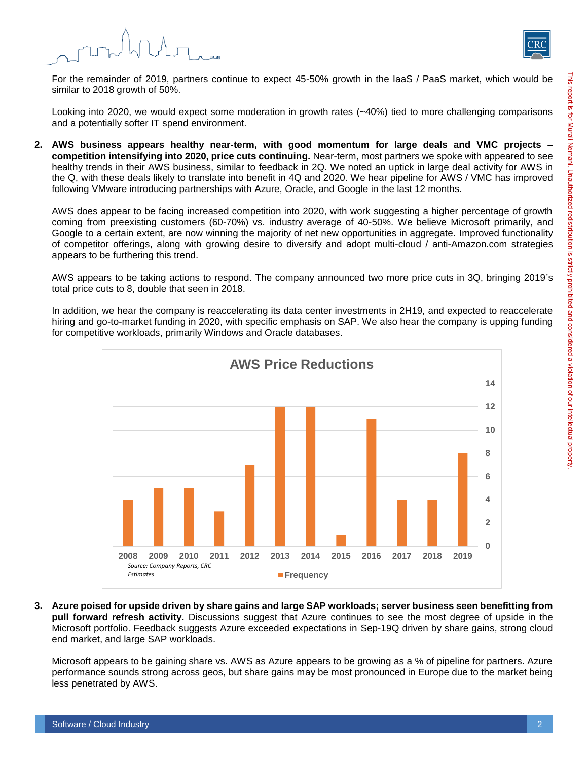For the remainder of 2019, partners continue to expect 45-50% growth in the IaaS / PaaS market, which would be similar to 2018 growth of 50%.

Looking into 2020, we would expect some moderation in growth rates (~40%) tied to more challenging comparisons and a potentially softer IT spend environment.

2. **AWS business appears healthy near-term, with good momentum for large deals and VMC projects – competition intensifying into 2020, price cuts continuing.** Near-term, most partners we spoke with appeared to see healthy trends in their AWS business, similar to feedback in 2Q. We noted an uptick in large deal activity for AWS in the Q, with these deals likely to translate into benefit in 4Q and 2020. We hear pipeline for AWS / VMC has improved following VMware introducing partnerships with Azure, Oracle, and Google in the last 12 months.

   AWS does appear to be facing increased competition into 2020, with work suggesting a higher percentage of growth coming from preexisting customers (60-70%) vs. industry average of 40-50%. We believe Microsoft primarily, and Google to a certain extent, are now winning the majority of net new opportunities in aggregate. Improved functionality of competitor offerings, along with growing desire to diversify and adopt multi-cloud / anti-Amazon.com strategies appears to be furthering this trend.

   AWS appears to be taking actions to respond. The company announced two more price cuts in 3Q, bringing 2019's total price cuts to 8, double that seen in 2018.

   In addition, we hear the company is reaccelerating its data center investments in 2H19, and expected to reaccelerate hiring and go-to-market funding in 2020, with specific emphasis on SAP. We also hear the company is upping funding for competitive workloads, primarily Windows and Oracle databases.

**AWS Price Reductions**

| Year | Frequency |
| --- | --- |
| 2008 | 4 |
| 2009 | 5 |
| 2010 | 5 |
| 2011 | 3 |
| 2012 | 7 |
| 2013 | 12 |
| 2014 | 12 |
| 2015 | 1 |
| 2016 | 11 |
| 2017 | 4 |
| 2018 | 4 |
| 2019 | 8 |

*Source: Company Reports, CRC Estimates*

3. **Azure poised for upside driven by share gains and large SAP workloads; server business seen benefitting from pull forward refresh activity.** Discussions suggest that Azure continues to see the most degree of upside in the Microsoft portfolio. Feedback suggests Azure exceeded expectations in Sep-19Q driven by share gains, strong cloud end market, and large SAP workloads.

   Microsoft appears to be gaining share vs. AWS as Azure appears to be growing as a % of pipeline for partners. Azure performance sounds strong across geos, but share gains may be most pronounced in Europe due to the market being less penetrated by AWS.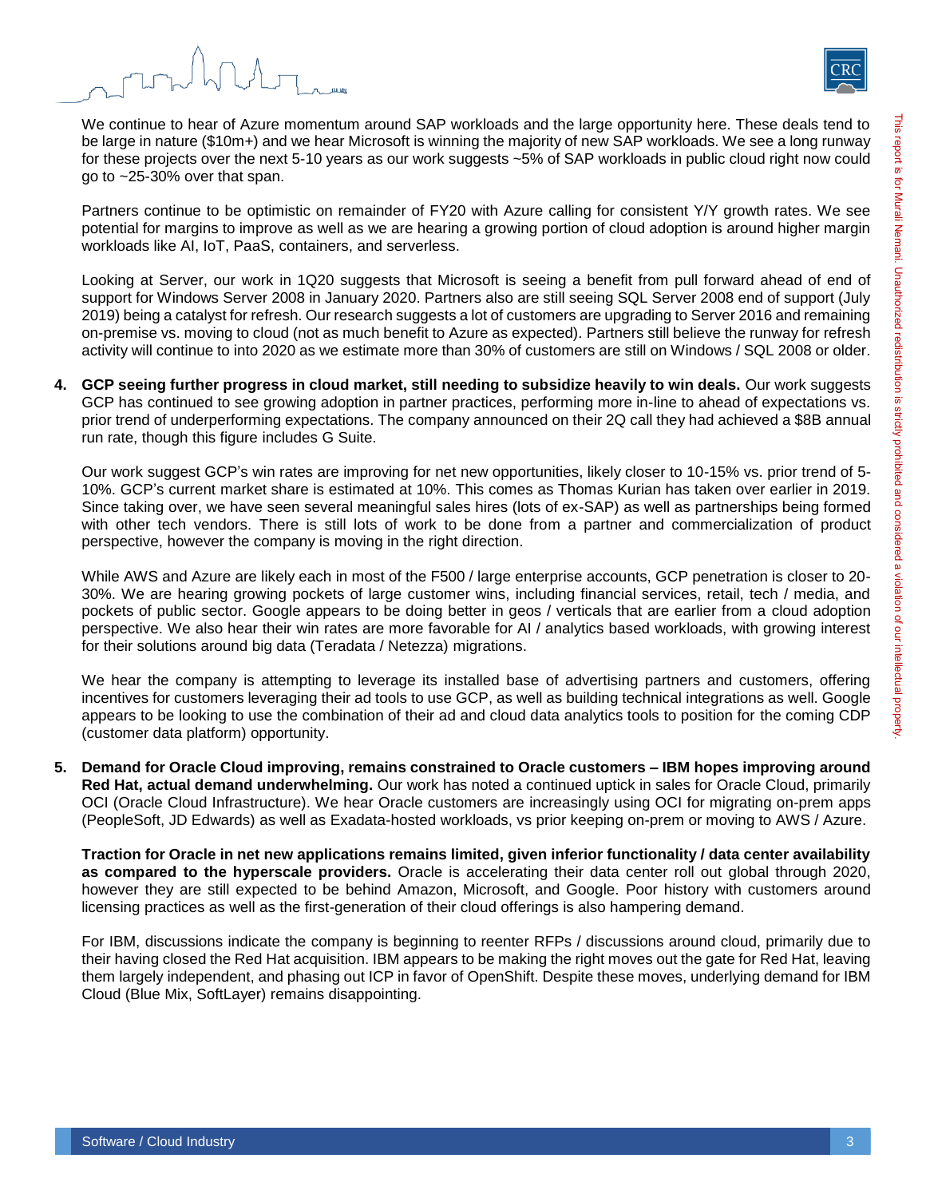We continue to hear of Azure momentum around SAP workloads and the large opportunity here. These deals tend to be large in nature ($10m+) and we hear Microsoft is winning the majority of new SAP workloads. We see a long runway for these projects over the next 5-10 years as our work suggests ~5% of SAP workloads in public cloud right now could go to ~25-30% over that span.

Partners continue to be optimistic on remainder of FY20 with Azure calling for consistent Y/Y growth rates. We see potential for margins to improve as well as we are hearing a growing portion of cloud adoption is around higher margin workloads like AI, IoT, PaaS, containers, and serverless.

Looking at Server, our work in 1Q20 suggests that Microsoft is seeing a benefit from pull forward ahead of end of support for Windows Server 2008 in January 2020. Partners also are still seeing SQL Server 2008 end of support (July 2019) being a catalyst for refresh. Our research suggests a lot of customers are upgrading to Server 2016 and remaining on-premise vs. moving to cloud (not as much benefit to Azure as expected). Partners still believe the runway for refresh activity will continue to into 2020 as we estimate more than 30% of customers are still on Windows / SQL 2008 or older.

4. **GCP seeing further progress in cloud market, still needing to subsidize heavily to win deals.** Our work suggests GCP has continued to see growing adoption in partner practices, performing more in-line to ahead of expectations vs. prior trend of underperforming expectations. The company announced on their 2Q call they had achieved a $8B annual run rate, though this figure includes G Suite.

   Our work suggest GCP's win rates are improving for net new opportunities, likely closer to 10-15% vs. prior trend of 5-10%. GCP's current market share is estimated at 10%. This comes as Thomas Kurian has taken over earlier in 2019. Since taking over, we have seen several meaningful sales hires (lots of ex-SAP) as well as partnerships being formed with other tech vendors. There is still lots of work to be done from a partner and commercialization of product perspective, however the company is moving in the right direction.

   While AWS and Azure are likely each in most of the F500 / large enterprise accounts, GCP penetration is closer to 20-30%. We are hearing growing pockets of large customer wins, including financial services, retail, tech / media, and pockets of public sector. Google appears to be doing better in geos / verticals that are earlier from a cloud adoption perspective. We also hear their win rates are more favorable for AI / analytics based workloads, with growing interest for their solutions around big data (Teradata / Netezza) migrations.

   We hear the company is attempting to leverage its installed base of advertising partners and customers, offering incentives for customers leveraging their ad tools to use GCP, as well as building technical integrations as well. Google appears to be looking to use the combination of their ad and cloud data analytics tools to position for the coming CDP (customer data platform) opportunity.

5. **Demand for Oracle Cloud improving, remains constrained to Oracle customers – IBM hopes improving around Red Hat, actual demand underwhelming.** Our work has noted a continued uptick in sales for Oracle Cloud, primarily OCI (Oracle Cloud Infrastructure). We hear Oracle customers are increasingly using OCI for migrating on-prem apps (PeopleSoft, JD Edwards) as well as Exadata-hosted workloads, vs prior keeping on-prem or moving to AWS / Azure.

   **Traction for Oracle in net new applications remains limited, given inferior functionality / data center availability as compared to the hyperscale providers.** Oracle is accelerating their data center roll out global through 2020, however they are still expected to be behind Amazon, Microsoft, and Google. Poor history with customers around licensing practices as well as the first-generation of their cloud offerings is also hampering demand.

   For IBM, discussions indicate the company is beginning to reenter RFPs / discussions around cloud, primarily due to their having closed the Red Hat acquisition. IBM appears to be making the right moves out the gate for Red Hat, leaving them largely independent, and phasing out ICP in favor of OpenShift. Despite these moves, underlying demand for IBM Cloud (Blue Mix, SoftLayer) remains disappointing.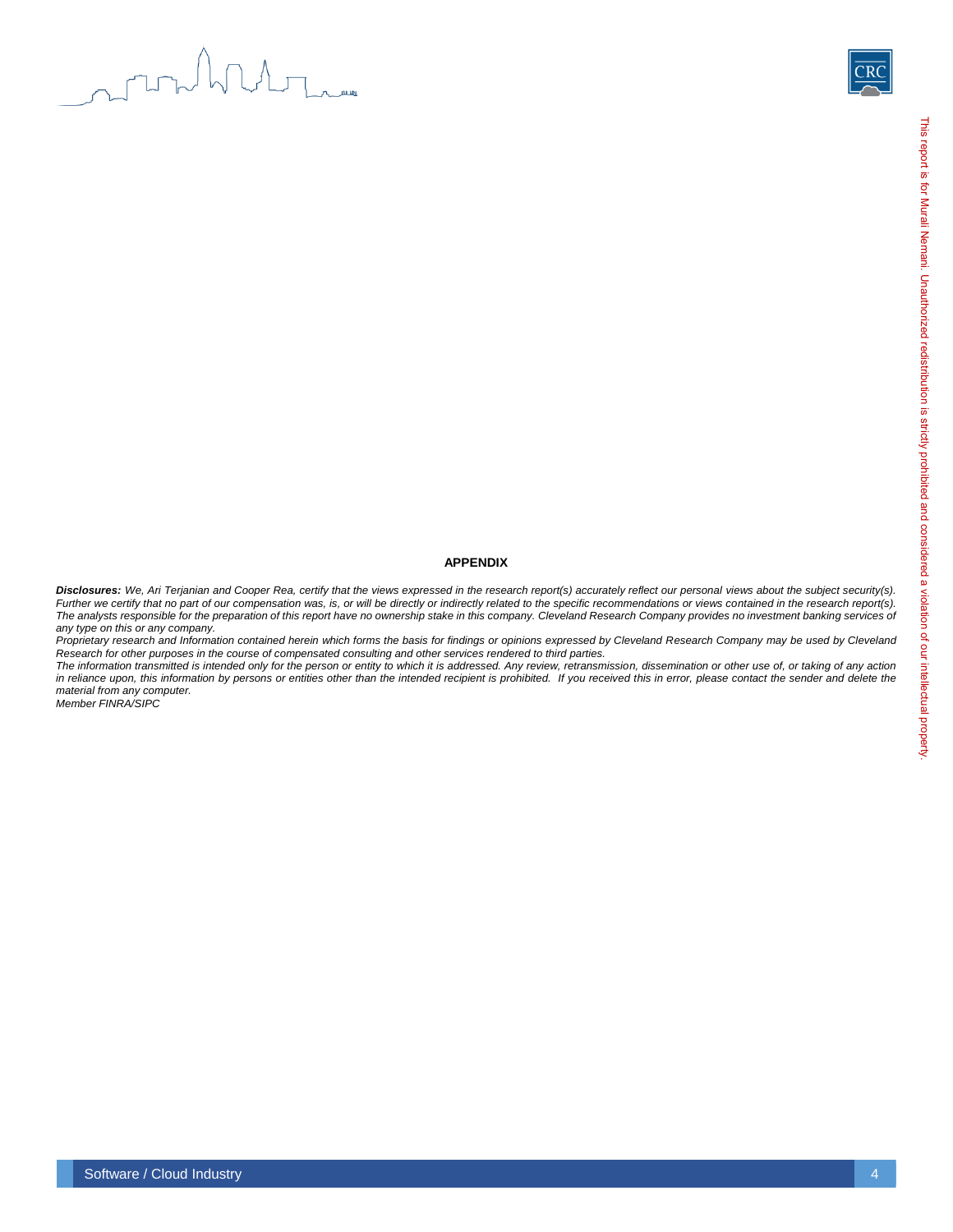## APPENDIX

***Disclosures:*** *We, Ari Terjanian and Cooper Rea, certify that the views expressed in the research report(s) accurately reflect our personal views about the subject security(s). Further we certify that no part of our compensation was, is, or will be directly or indirectly related to the specific recommendations or views contained in the research report(s). The analysts responsible for the preparation of this report have no ownership stake in this company. Cleveland Research Company provides no investment banking services of any type on this or any company.*

*Proprietary research and Information contained herein which forms the basis for findings or opinions expressed by Cleveland Research Company may be used by Cleveland Research for other purposes in the course of compensated consulting and other services rendered to third parties.*

*The information transmitted is intended only for the person or entity to which it is addressed. Any review, retransmission, dissemination or other use of, or taking of any action in reliance upon, this information by persons or entities other than the intended recipient is prohibited. If you received this in error, please contact the sender and delete the material from any computer.*

*Member FINRA/SIPC*